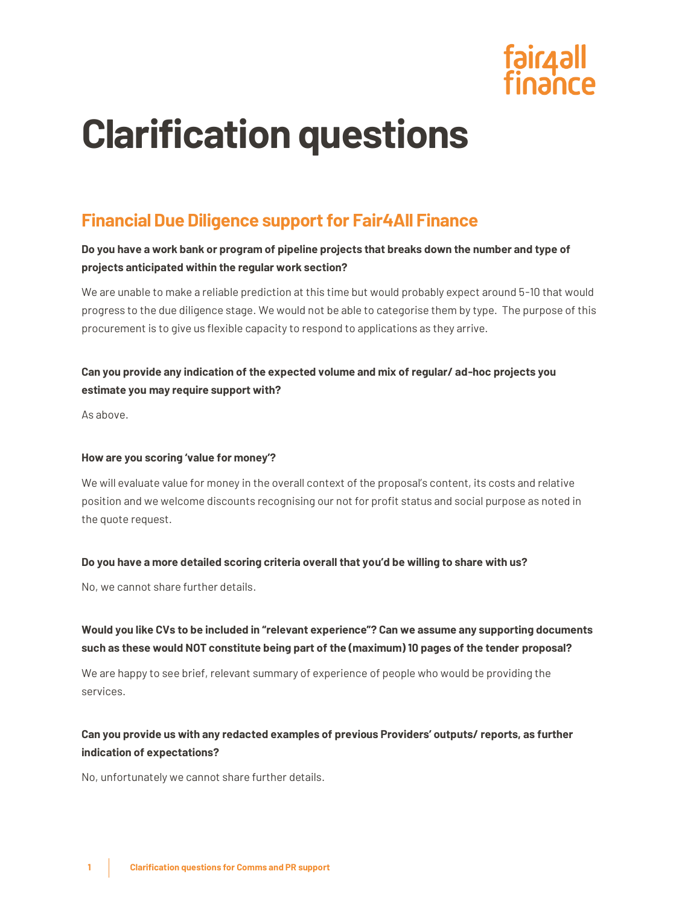# Clarification questions

## Financial Due Diligence support for Fair4All Finance

**Do you have a work bank or program of pipeline projects that breaks down the number and type of projects anticipated within the regular work section?**

We are unable to make a reliable prediction at this time but would probably expect around 5-10 that would progress to the due diligence stage. We would not be able to categorise them by type. The purpose of this procurement is to give us flexible capacity to respond to applications as they arrive.

**Can you provide any indication of the expected volume and mix of regular/ ad-hoc projects you estimate you may require support with?**

As above.

**How are you scoring 'value for money'?**

We will evaluate value for money in the overall context of the proposal's content, its costs and relative position and we welcome discounts recognising our not for profit status and social purpose as noted in the quote request.

**Do you have a more detailed scoring criteria overall that you'd be willing to share with us?**

No, we cannot share further details.

**Would you like CVs to be included in "relevant experience"? Can we assume any supporting documents such as these would NOT constitute being part of the (maximum) 10 pages of the tender proposal?**

We are happy to see brief, relevant summary of experience of people who would be providing the services.

**Can you provide us with any redacted examples of previous Providers' outputs/ reports, as further indication of expectations?**

No, unfortunately we cannot share further details.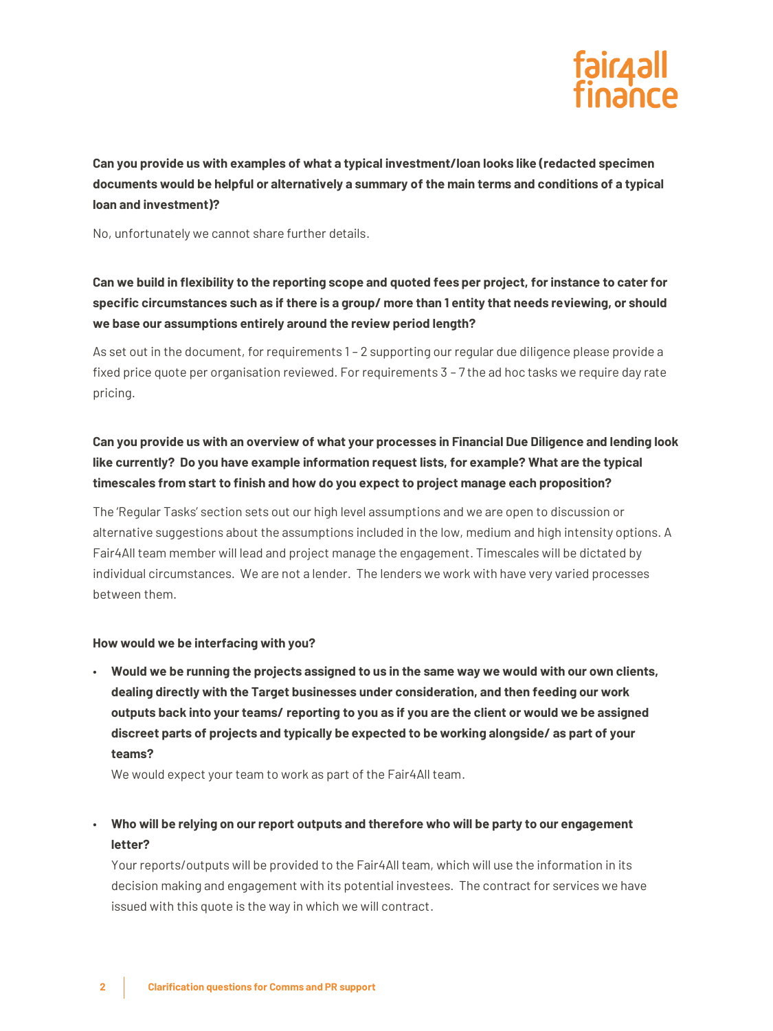**Can you provide us with examples of what a typical investment/loan looks like (redacted specimen documents would be helpful or alternatively a summary of the main terms and conditions of a typical loan and investment)?**

No, unfortunately we cannot share further details.

**Can we build in flexibility to the reporting scope and quoted fees per project, for instance to cater for specific circumstances such as if there is a group/ more than 1 entity that needs reviewing, or should we base our assumptions entirely around the review period length?**

As set out in the document, for requirements 1 – 2 supporting our regular due diligence please provide a fixed price quote per organisation reviewed. For requirements 3 – 7 the ad hoc tasks we require day rate pricing.

**Can you provide us with an overview of what your processes in Financial Due Diligence and lending look like currently? Do you have example information request lists, for example? What are the typical timescales from start to finish and how do you expect to project manage each proposition?**

The 'Regular Tasks' section sets out our high level assumptions and we are open to discussion or alternative suggestions about the assumptions included in the low, medium and high intensity options. A Fair4All team member will lead and project manage the engagement. Timescales will be dictated by individual circumstances. We are not a lender. The lenders we work with have very varied processes between them.

**How would we be interfacing with you?**

- **Would we be running the projects assigned to us in the same way we would with our own clients, dealing directly with the Target businesses under consideration, and then feeding our work outputs back into your teams/ reporting to you as if you are the client or would we be assigned discreet parts of projects and typically be expected to be working alongside/ as part of your teams?**
  We would expect your team to work as part of the Fair4All team.

- **Who will be relying on our report outputs and therefore who will be party to our engagement letter?**
  Your reports/outputs will be provided to the Fair4All team, which will use the information in its decision making and engagement with its potential investees. The contract for services we have issued with this quote is the way in which we will contract.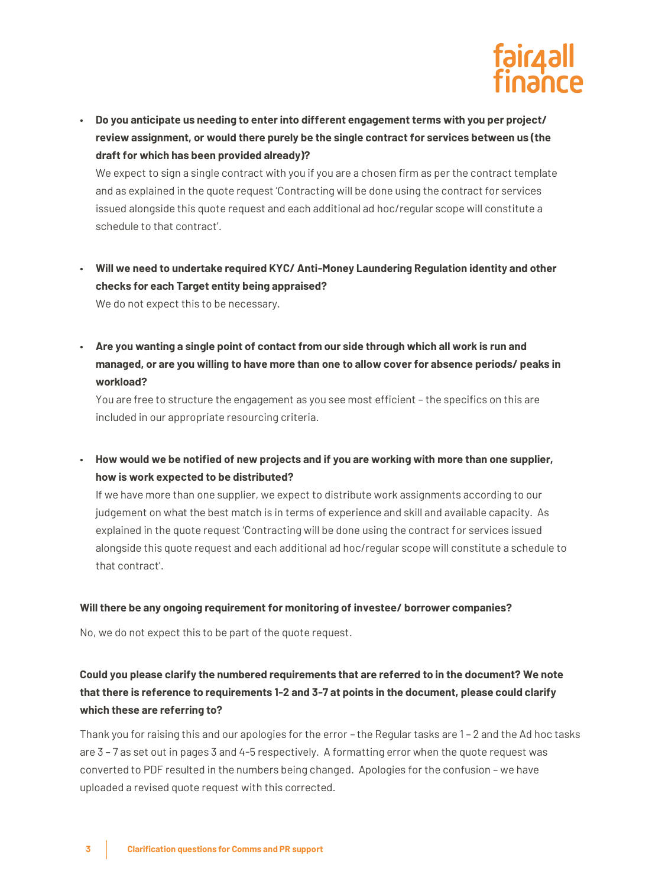- **Do you anticipate us needing to enter into different engagement terms with you per project/ review assignment, or would there purely be the single contract for services between us (the draft for which has been provided already)?**

  We expect to sign a single contract with you if you are a chosen firm as per the contract template and as explained in the quote request 'Contracting will be done using the contract for services issued alongside this quote request and each additional ad hoc/regular scope will constitute a schedule to that contract'.

- **Will we need to undertake required KYC/ Anti-Money Laundering Regulation identity and other checks for each Target entity being appraised?**

  We do not expect this to be necessary.

- **Are you wanting a single point of contact from our side through which all work is run and managed, or are you willing to have more than one to allow cover for absence periods/ peaks in workload?**

  You are free to structure the engagement as you see most efficient – the specifics on this are included in our appropriate resourcing criteria.

- **How would we be notified of new projects and if you are working with more than one supplier, how is work expected to be distributed?**

  If we have more than one supplier, we expect to distribute work assignments according to our judgement on what the best match is in terms of experience and skill and available capacity. As explained in the quote request 'Contracting will be done using the contract for services issued alongside this quote request and each additional ad hoc/regular scope will constitute a schedule to that contract'.

**Will there be any ongoing requirement for monitoring of investee/ borrower companies?**

No, we do not expect this to be part of the quote request.

**Could you please clarify the numbered requirements that are referred to in the document? We note that there is reference to requirements 1-2 and 3-7 at points in the document, please could clarify which these are referring to?**

Thank you for raising this and our apologies for the error – the Regular tasks are 1 – 2 and the Ad hoc tasks are 3 – 7 as set out in pages 3 and 4-5 respectively. A formatting error when the quote request was converted to PDF resulted in the numbers being changed. Apologies for the confusion – we have uploaded a revised quote request with this corrected.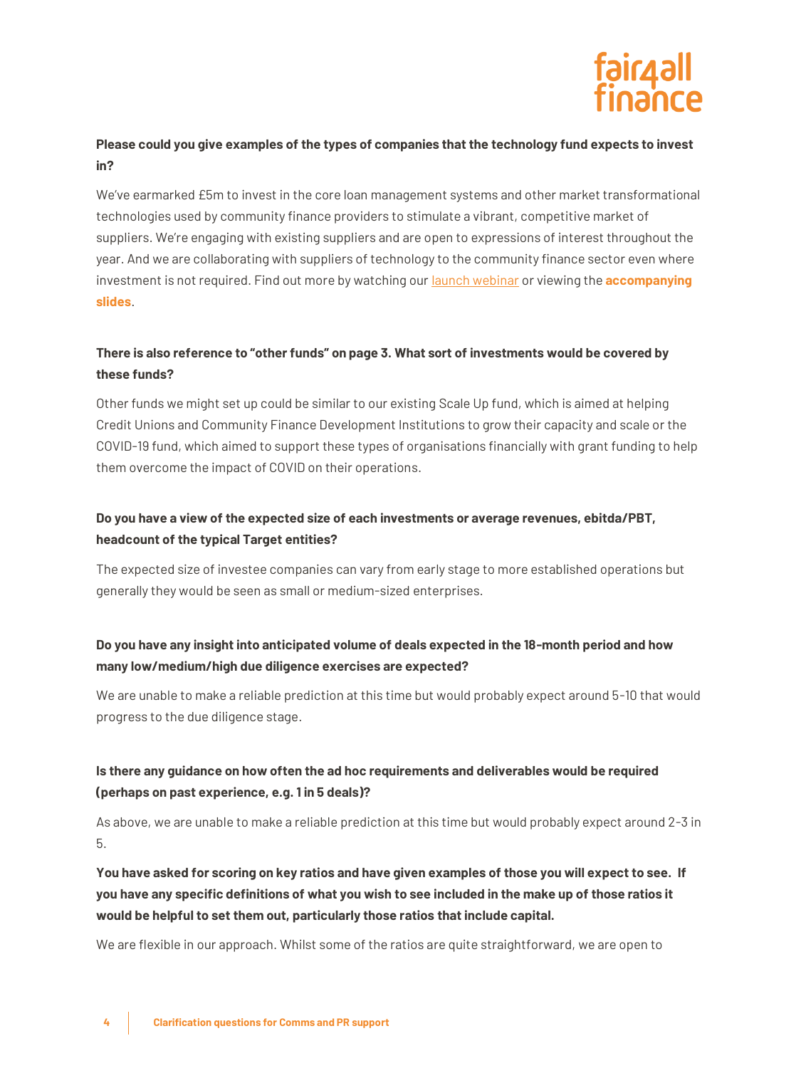**Please could you give examples of the types of companies that the technology fund expects to invest in?**

We've earmarked £5m to invest in the core loan management systems and other market transformational technologies used by community finance providers to stimulate a vibrant, competitive market of suppliers. We're engaging with existing suppliers and are open to expressions of interest throughout the year. And we are collaborating with suppliers of technology to the community finance sector even where investment is not required. Find out more by watching our launch webinar or viewing the **accompanying slides**.

**There is also reference to "other funds" on page 3. What sort of investments would be covered by these funds?**

Other funds we might set up could be similar to our existing Scale Up fund, which is aimed at helping Credit Unions and Community Finance Development Institutions to grow their capacity and scale or the COVID-19 fund, which aimed to support these types of organisations financially with grant funding to help them overcome the impact of COVID on their operations.

**Do you have a view of the expected size of each investments or average revenues, ebitda/PBT, headcount of the typical Target entities?**

The expected size of investee companies can vary from early stage to more established operations but generally they would be seen as small or medium-sized enterprises.

**Do you have any insight into anticipated volume of deals expected in the 18-month period and how many low/medium/high due diligence exercises are expected?**

We are unable to make a reliable prediction at this time but would probably expect around 5-10 that would progress to the due diligence stage.

**Is there any guidance on how often the ad hoc requirements and deliverables would be required (perhaps on past experience, e.g. 1 in 5 deals)?**

As above, we are unable to make a reliable prediction at this time but would probably expect around 2-3 in 5.

**You have asked for scoring on key ratios and have given examples of those you will expect to see. If you have any specific definitions of what you wish to see included in the make up of those ratios it would be helpful to set them out, particularly those ratios that include capital.**

We are flexible in our approach. Whilst some of the ratios are quite straightforward, we are open to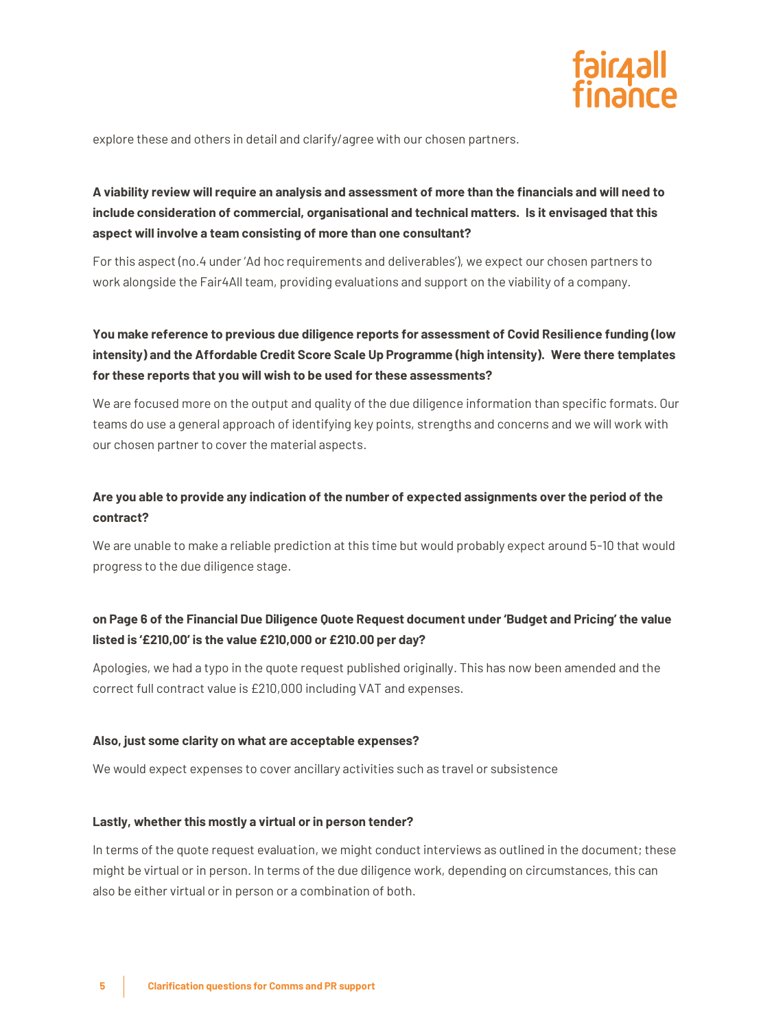explore these and others in detail and clarify/agree with our chosen partners.

**A viability review will require an analysis and assessment of more than the financials and will need to include consideration of commercial, organisational and technical matters. Is it envisaged that this aspect will involve a team consisting of more than one consultant?**

For this aspect (no.4 under 'Ad hoc requirements and deliverables'), we expect our chosen partners to work alongside the Fair4All team, providing evaluations and support on the viability of a company.

**You make reference to previous due diligence reports for assessment of Covid Resilience funding (low intensity) and the Affordable Credit Score Scale Up Programme (high intensity). Were there templates for these reports that you will wish to be used for these assessments?**

We are focused more on the output and quality of the due diligence information than specific formats. Our teams do use a general approach of identifying key points, strengths and concerns and we will work with our chosen partner to cover the material aspects.

**Are you able to provide any indication of the number of expected assignments over the period of the contract?**

We are unable to make a reliable prediction at this time but would probably expect around 5-10 that would progress to the due diligence stage.

**on Page 6 of the Financial Due Diligence Quote Request document under 'Budget and Pricing' the value listed is '£210,00' is the value £210,000 or £210.00 per day?**

Apologies, we had a typo in the quote request published originally. This has now been amended and the correct full contract value is £210,000 including VAT and expenses.

**Also, just some clarity on what are acceptable expenses?**

We would expect expenses to cover ancillary activities such as travel or subsistence

**Lastly, whether this mostly a virtual or in person tender?**

In terms of the quote request evaluation, we might conduct interviews as outlined in the document; these might be virtual or in person. In terms of the due diligence work, depending on circumstances, this can also be either virtual or in person or a combination of both.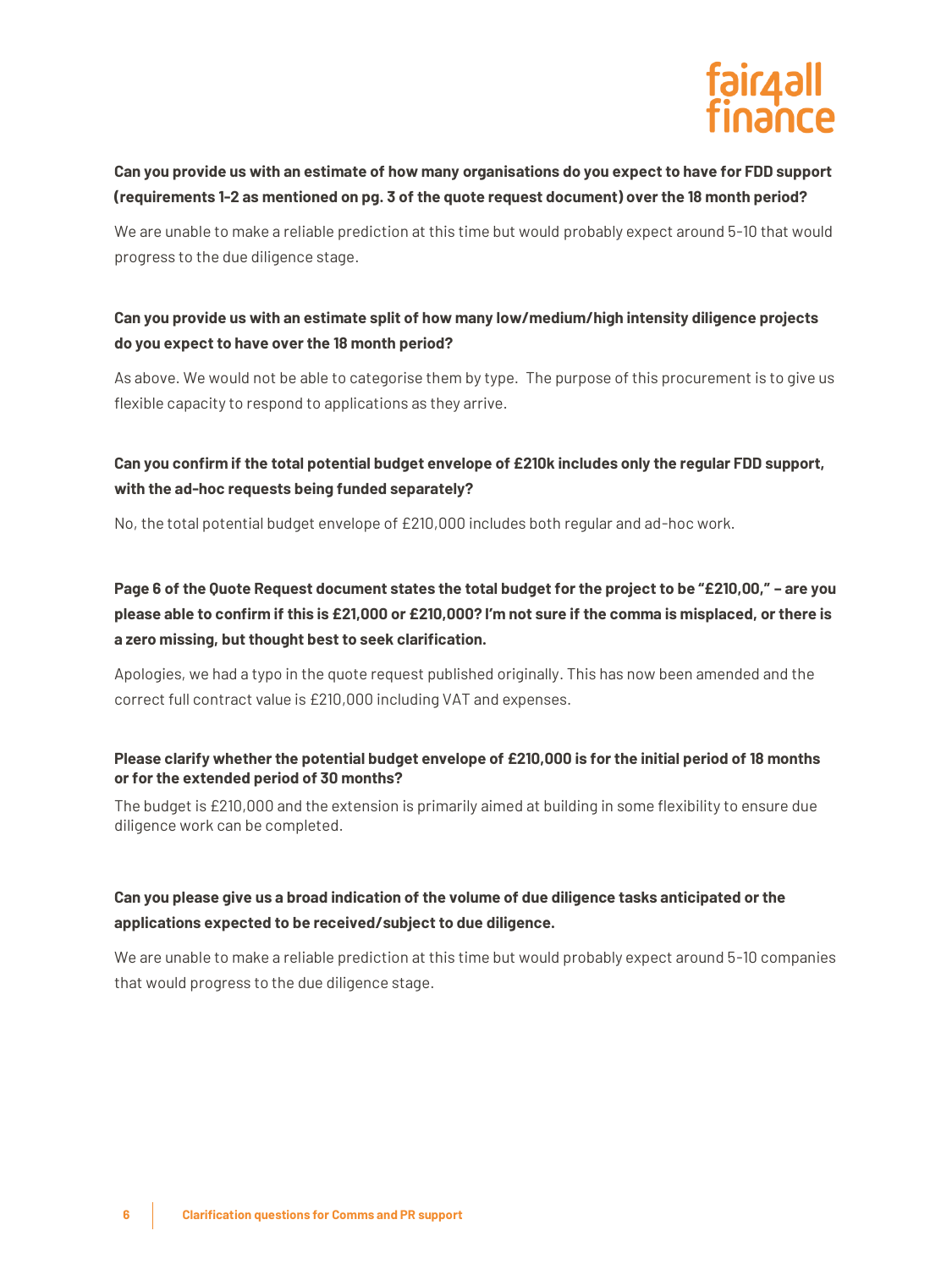**Can you provide us with an estimate of how many organisations do you expect to have for FDD support (requirements 1-2 as mentioned on pg. 3 of the quote request document) over the 18 month period?**

We are unable to make a reliable prediction at this time but would probably expect around 5-10 that would progress to the due diligence stage.

**Can you provide us with an estimate split of how many low/medium/high intensity diligence projects do you expect to have over the 18 month period?**

As above. We would not be able to categorise them by type. The purpose of this procurement is to give us flexible capacity to respond to applications as they arrive.

**Can you confirm if the total potential budget envelope of £210k includes only the regular FDD support, with the ad-hoc requests being funded separately?**

No, the total potential budget envelope of £210,000 includes both regular and ad-hoc work.

**Page 6 of the Quote Request document states the total budget for the project to be "£210,00," – are you please able to confirm if this is £21,000 or £210,000? I'm not sure if the comma is misplaced, or there is a zero missing, but thought best to seek clarification.**

Apologies, we had a typo in the quote request published originally. This has now been amended and the correct full contract value is £210,000 including VAT and expenses.

**Please clarify whether the potential budget envelope of £210,000 is for the initial period of 18 months or for the extended period of 30 months?**

The budget is £210,000 and the extension is primarily aimed at building in some flexibility to ensure due diligence work can be completed.

**Can you please give us a broad indication of the volume of due diligence tasks anticipated or the applications expected to be received/subject to due diligence.**

We are unable to make a reliable prediction at this time but would probably expect around 5-10 companies that would progress to the due diligence stage.